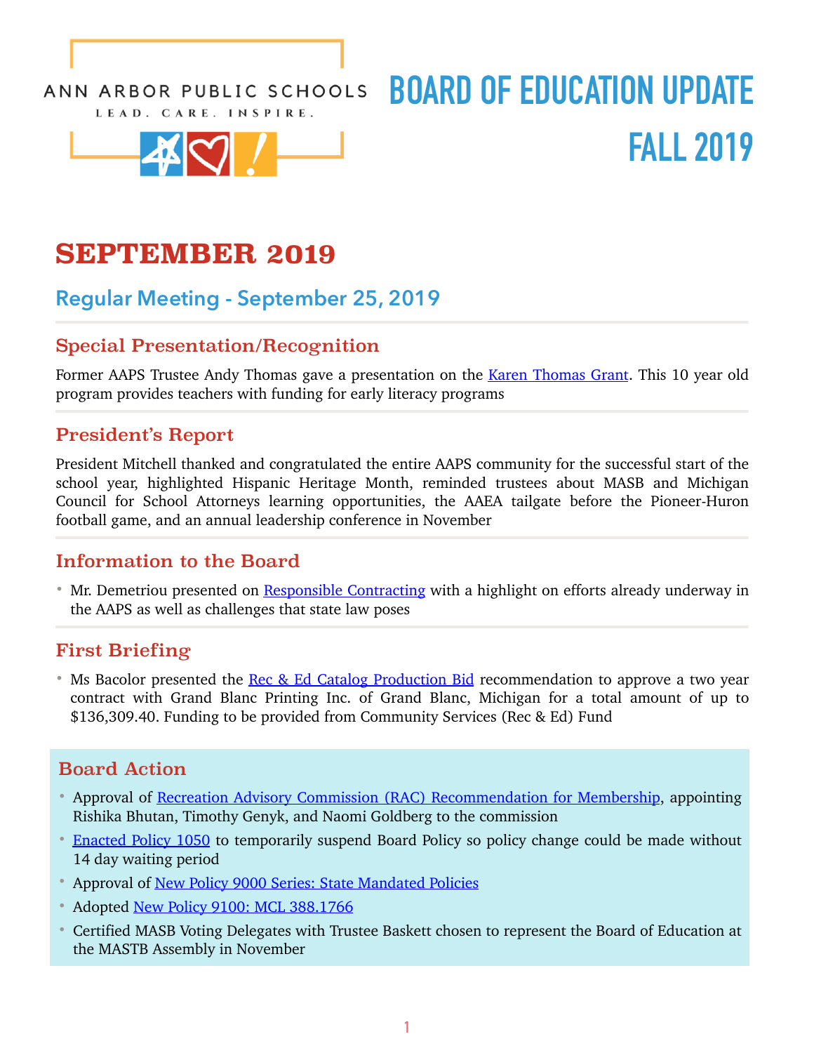ANN ARBOR PUBLIC SCHOOLS

LEAD. CARE. INSPIRE.

# BOARD OF EDUCATION UPDATE FALL 2019

# SEPTEMBER 2019

## Regular Meeting - September 25, 2019

### Special Presentation/Recognition

Former AAPS Trustee Andy Thomas gave a presentation on the Karen Thomas Grant. This 10 year old program provides teachers with funding for early literacy programs

### President's Report

President Mitchell thanked and congratulated the entire AAPS community for the successful start of the school year, highlighted Hispanic Heritage Month, reminded trustees about MASB and Michigan Council for School Attorneys learning opportunities, the AAEA tailgate before the Pioneer-Huron football game, and an annual leadership conference in November

### Information to the Board

- Mr. Demetriou presented on Responsible Contracting with a highlight on efforts already underway in the AAPS as well as challenges that state law poses

### First Briefing

- Ms Bacolor presented the Rec & Ed Catalog Production Bid recommendation to approve a two year contract with Grand Blanc Printing Inc. of Grand Blanc, Michigan for a total amount of up to $136,309.40. Funding to be provided from Community Services (Rec & Ed) Fund

### Board Action

- Approval of Recreation Advisory Commission (RAC) Recommendation for Membership, appointing Rishika Bhutan, Timothy Genyk, and Naomi Goldberg to the commission
- Enacted Policy 1050 to temporarily suspend Board Policy so policy change could be made without 14 day waiting period
- Approval of New Policy 9000 Series: State Mandated Policies
- Adopted New Policy 9100: MCL 388.1766
- Certified MASB Voting Delegates with Trustee Baskett chosen to represent the Board of Education at the MASTB Assembly in November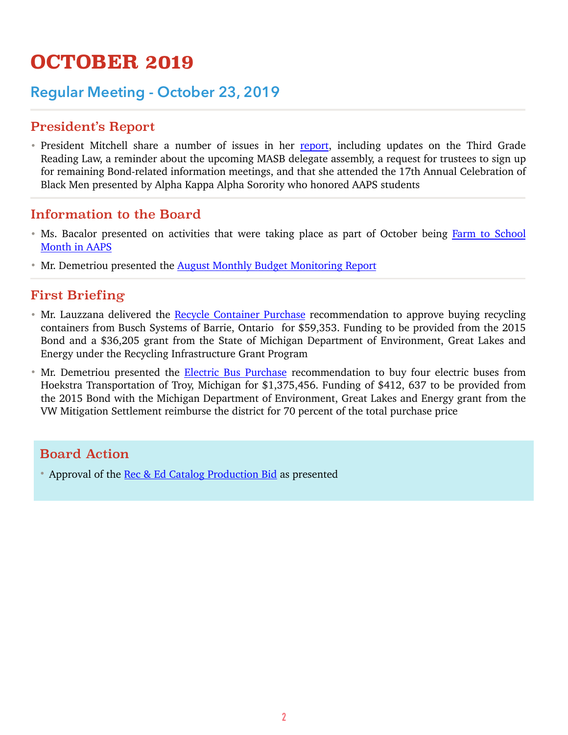# OCTOBER 2019

## Regular Meeting - October 23, 2019

### President's Report

- President Mitchell share a number of issues in her report, including updates on the Third Grade Reading Law, a reminder about the upcoming MASB delegate assembly, a request for trustees to sign up for remaining Bond-related information meetings, and that she attended the 17th Annual Celebration of Black Men presented by Alpha Kappa Alpha Sorority who honored AAPS students

### Information to the Board

- Ms. Bacalor presented on activities that were taking place as part of October being Farm to School Month in AAPS
- Mr. Demetriou presented the August Monthly Budget Monitoring Report

### First Briefing

- Mr. Lauzzana delivered the Recycle Container Purchase recommendation to approve buying recycling containers from Busch Systems of Barrie, Ontario for $59,353. Funding to be provided from the 2015 Bond and a $36,205 grant from the State of Michigan Department of Environment, Great Lakes and Energy under the Recycling Infrastructure Grant Program
- Mr. Demetriou presented the Electric Bus Purchase recommendation to buy four electric buses from Hoekstra Transportation of Troy, Michigan for $1,375,456. Funding of $412, 637 to be provided from the 2015 Bond with the Michigan Department of Environment, Great Lakes and Energy grant from the VW Mitigation Settlement reimburse the district for 70 percent of the total purchase price

### Board Action

- Approval of the Rec & Ed Catalog Production Bid as presented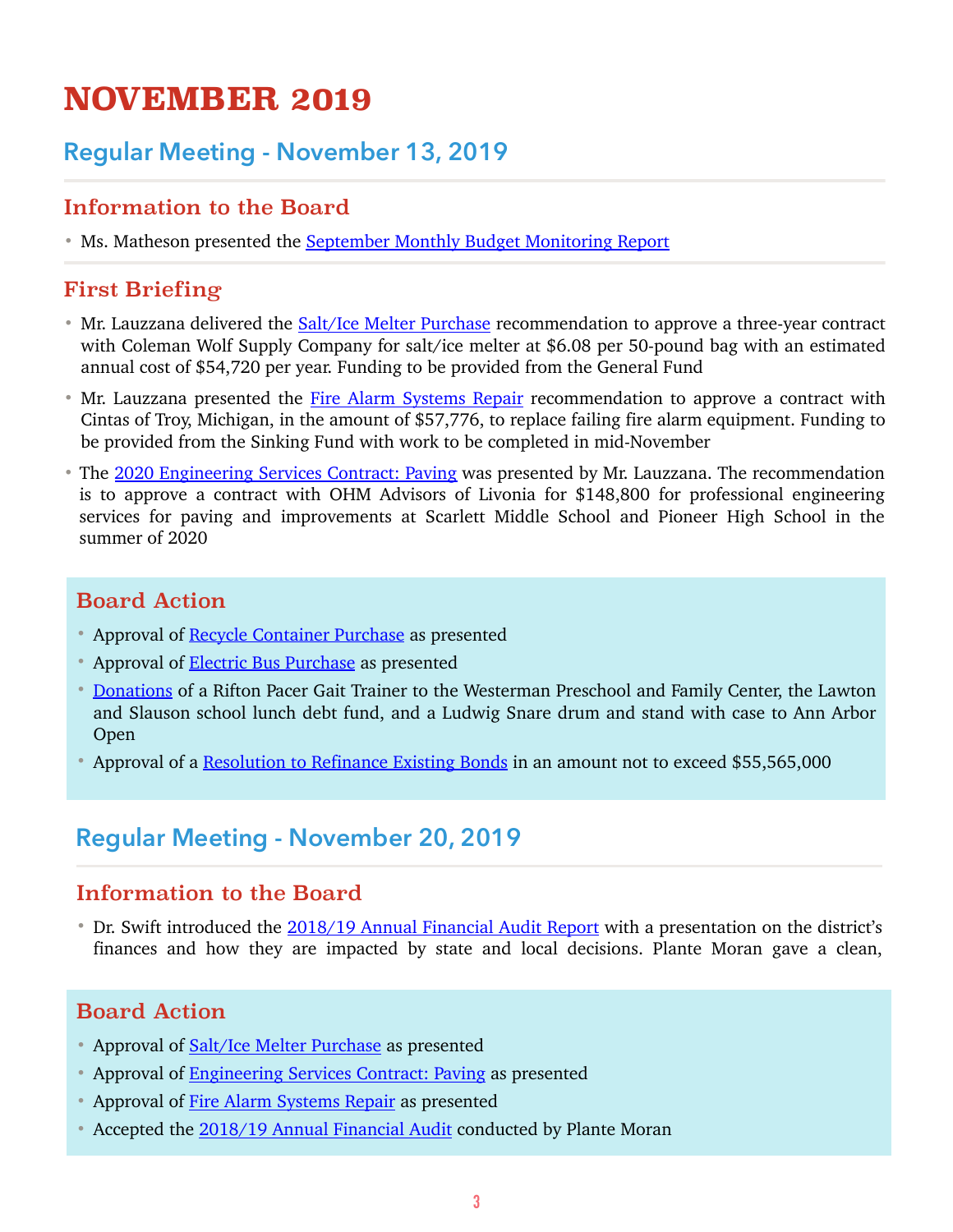# NOVEMBER 2019

## Regular Meeting - November 13, 2019

### Information to the Board

- Ms. Matheson presented the September Monthly Budget Monitoring Report

### First Briefing

- Mr. Lauzzana delivered the Salt/Ice Melter Purchase recommendation to approve a three-year contract with Coleman Wolf Supply Company for salt/ice melter at $6.08 per 50-pound bag with an estimated annual cost of $54,720 per year. Funding to be provided from the General Fund
- Mr. Lauzzana presented the Fire Alarm Systems Repair recommendation to approve a contract with Cintas of Troy, Michigan, in the amount of $57,776, to replace failing fire alarm equipment. Funding to be provided from the Sinking Fund with work to be completed in mid-November
- The 2020 Engineering Services Contract: Paving was presented by Mr. Lauzzana. The recommendation is to approve a contract with OHM Advisors of Livonia for $148,800 for professional engineering services for paving and improvements at Scarlett Middle School and Pioneer High School in the summer of 2020

### Board Action

- Approval of Recycle Container Purchase as presented
- Approval of Electric Bus Purchase as presented
- Donations of a Rifton Pacer Gait Trainer to the Westerman Preschool and Family Center, the Lawton and Slauson school lunch debt fund, and a Ludwig Snare drum and stand with case to Ann Arbor Open
- Approval of a Resolution to Refinance Existing Bonds in an amount not to exceed $55,565,000

## Regular Meeting - November 20, 2019

### Information to the Board

- Dr. Swift introduced the 2018/19 Annual Financial Audit Report with a presentation on the district's finances and how they are impacted by state and local decisions. Plante Moran gave a clean,

### Board Action

- Approval of Salt/Ice Melter Purchase as presented
- Approval of Engineering Services Contract: Paving as presented
- Approval of Fire Alarm Systems Repair as presented
- Accepted the 2018/19 Annual Financial Audit conducted by Plante Moran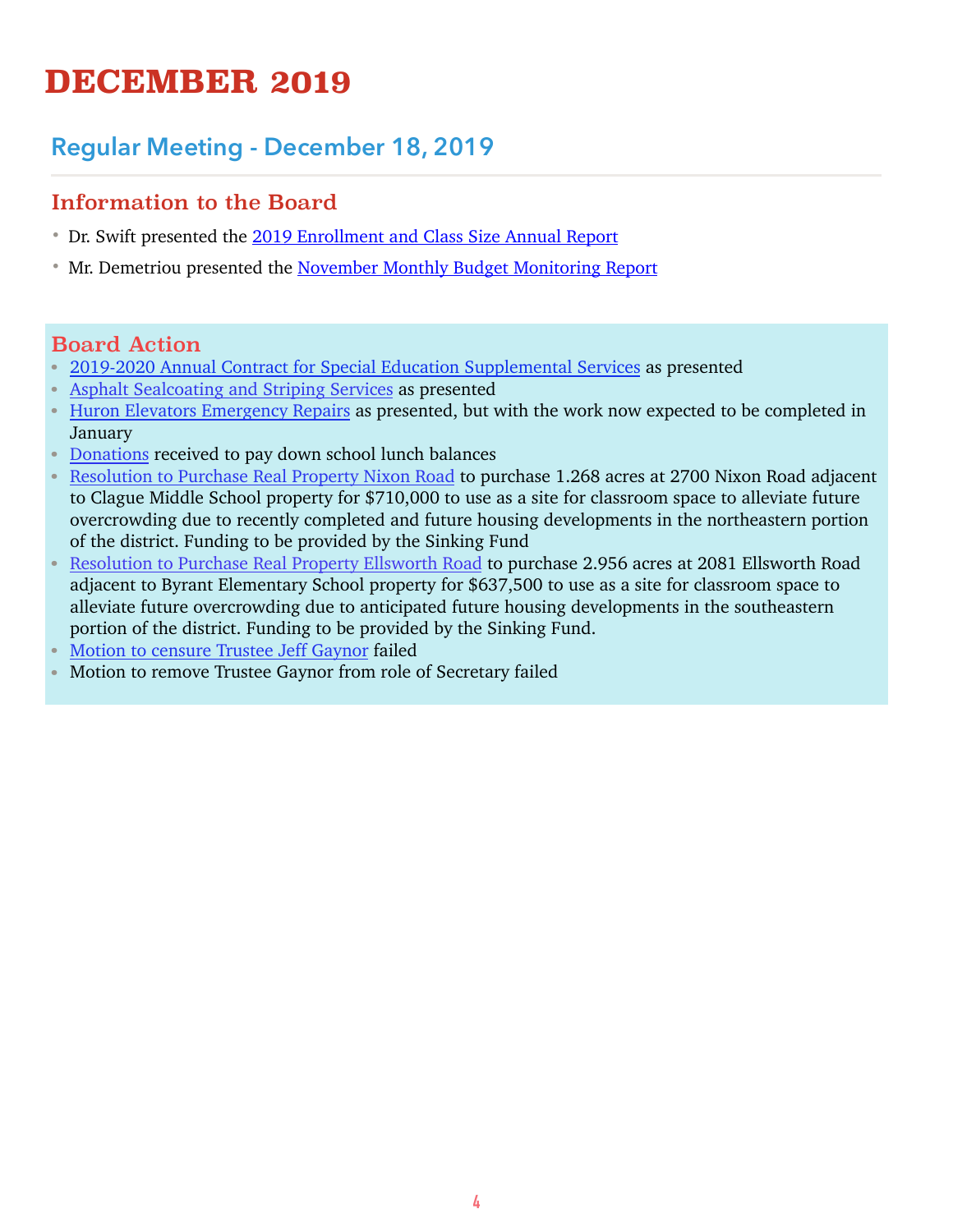# DECEMBER 2019

## Regular Meeting - December 18, 2019

### Information to the Board

- Dr. Swift presented the 2019 Enrollment and Class Size Annual Report
- Mr. Demetriou presented the November Monthly Budget Monitoring Report

### Board Action

- 2019-2020 Annual Contract for Special Education Supplemental Services as presented
- Asphalt Sealcoating and Striping Services as presented
- Huron Elevators Emergency Repairs as presented, but with the work now expected to be completed in January
- Donations received to pay down school lunch balances
- Resolution to Purchase Real Property Nixon Road to purchase 1.268 acres at 2700 Nixon Road adjacent to Clague Middle School property for $710,000 to use as a site for classroom space to alleviate future overcrowding due to recently completed and future housing developments in the northeastern portion of the district. Funding to be provided by the Sinking Fund
- Resolution to Purchase Real Property Ellsworth Road to purchase 2.956 acres at 2081 Ellsworth Road adjacent to Byrant Elementary School property for $637,500 to use as a site for classroom space to alleviate future overcrowding due to anticipated future housing developments in the southeastern portion of the district. Funding to be provided by the Sinking Fund.
- Motion to censure Trustee Jeff Gaynor failed
- Motion to remove Trustee Gaynor from role of Secretary failed